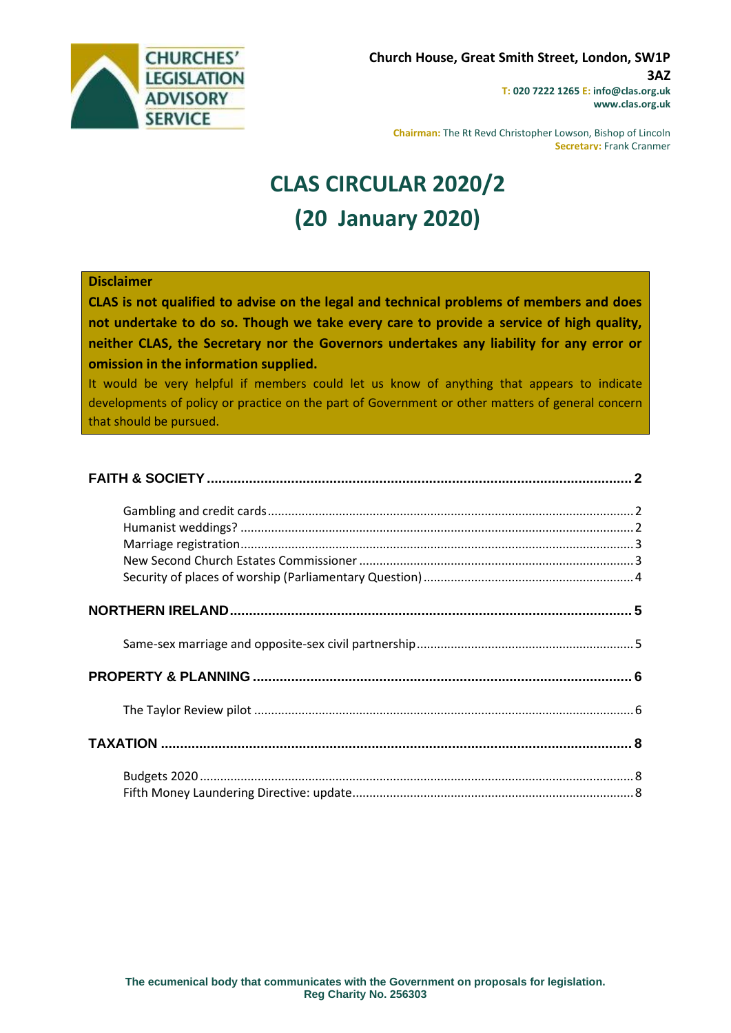CHURCHES' LEGISLATION ADVISORY SERVICE

**Church House, Great Smith Street, London, SW1P 3AZ**
**T: 020 7222 1265 E: info@clas.org.uk**
**www.clas.org.uk**

**Chairman:** The Rt Revd Christopher Lowson, Bishop of Lincoln
**Secretary:** Frank Cranmer

# CLAS CIRCULAR 2020/2 (20 January 2020)

**Disclaimer**

**CLAS is not qualified to advise on the legal and technical problems of members and does not undertake to do so. Though we take every care to provide a service of high quality, neither CLAS, the Secretary nor the Governors undertakes any liability for any error or omission in the information supplied.**

It would be very helpful if members could let us know of anything that appears to indicate developments of policy or practice on the part of Government or other matters of general concern that should be pursued.

**FAITH & SOCIETY** ..... 2

- Gambling and credit cards ..... 2
- Humanist weddings? ..... 2
- Marriage registration ..... 3
- New Second Church Estates Commissioner ..... 3
- Security of places of worship (Parliamentary Question) ..... 4

**NORTHERN IRELAND** ..... 5

- Same-sex marriage and opposite-sex civil partnership ..... 5

**PROPERTY & PLANNING** ..... 6

- The Taylor Review pilot ..... 6

**TAXATION** ..... 8

- Budgets 2020 ..... 8
- Fifth Money Laundering Directive: update ..... 8

**The ecumenical body that communicates with the Government on proposals for legislation.**
**Reg Charity No. 256303**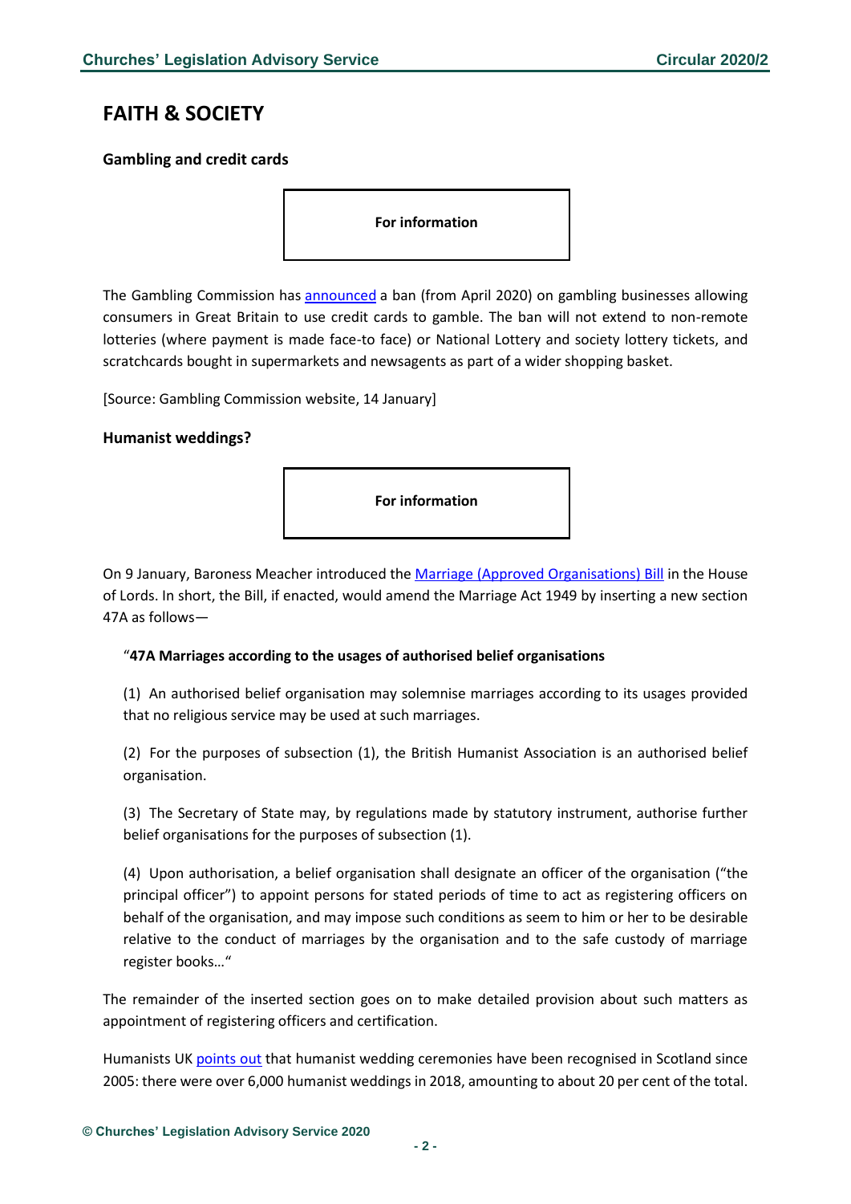# FAITH & SOCIETY

### Gambling and credit cards

**For information**

The Gambling Commission has announced a ban (from April 2020) on gambling businesses allowing consumers in Great Britain to use credit cards to gamble. The ban will not extend to non-remote lotteries (where payment is made face-to face) or National Lottery and society lottery tickets, and scratchcards bought in supermarkets and newsagents as part of a wider shopping basket.

[Source: Gambling Commission website, 14 January]

### Humanist weddings?

**For information**

On 9 January, Baroness Meacher introduced the Marriage (Approved Organisations) Bill in the House of Lords. In short, the Bill, if enacted, would amend the Marriage Act 1949 by inserting a new section 47A as follows—

> "**47A Marriages according to the usages of authorised belief organisations**
>
> (1) An authorised belief organisation may solemnise marriages according to its usages provided that no religious service may be used at such marriages.
>
> (2) For the purposes of subsection (1), the British Humanist Association is an authorised belief organisation.
>
> (3) The Secretary of State may, by regulations made by statutory instrument, authorise further belief organisations for the purposes of subsection (1).
>
> (4) Upon authorisation, a belief organisation shall designate an officer of the organisation ("the principal officer") to appoint persons for stated periods of time to act as registering officers on behalf of the organisation, and may impose such conditions as seem to him or her to be desirable relative to the conduct of marriages by the organisation and to the safe custody of marriage register books…"

The remainder of the inserted section goes on to make detailed provision about such matters as appointment of registering officers and certification.

Humanists UK points out that humanist wedding ceremonies have been recognised in Scotland since 2005: there were over 6,000 humanist weddings in 2018, amounting to about 20 per cent of the total.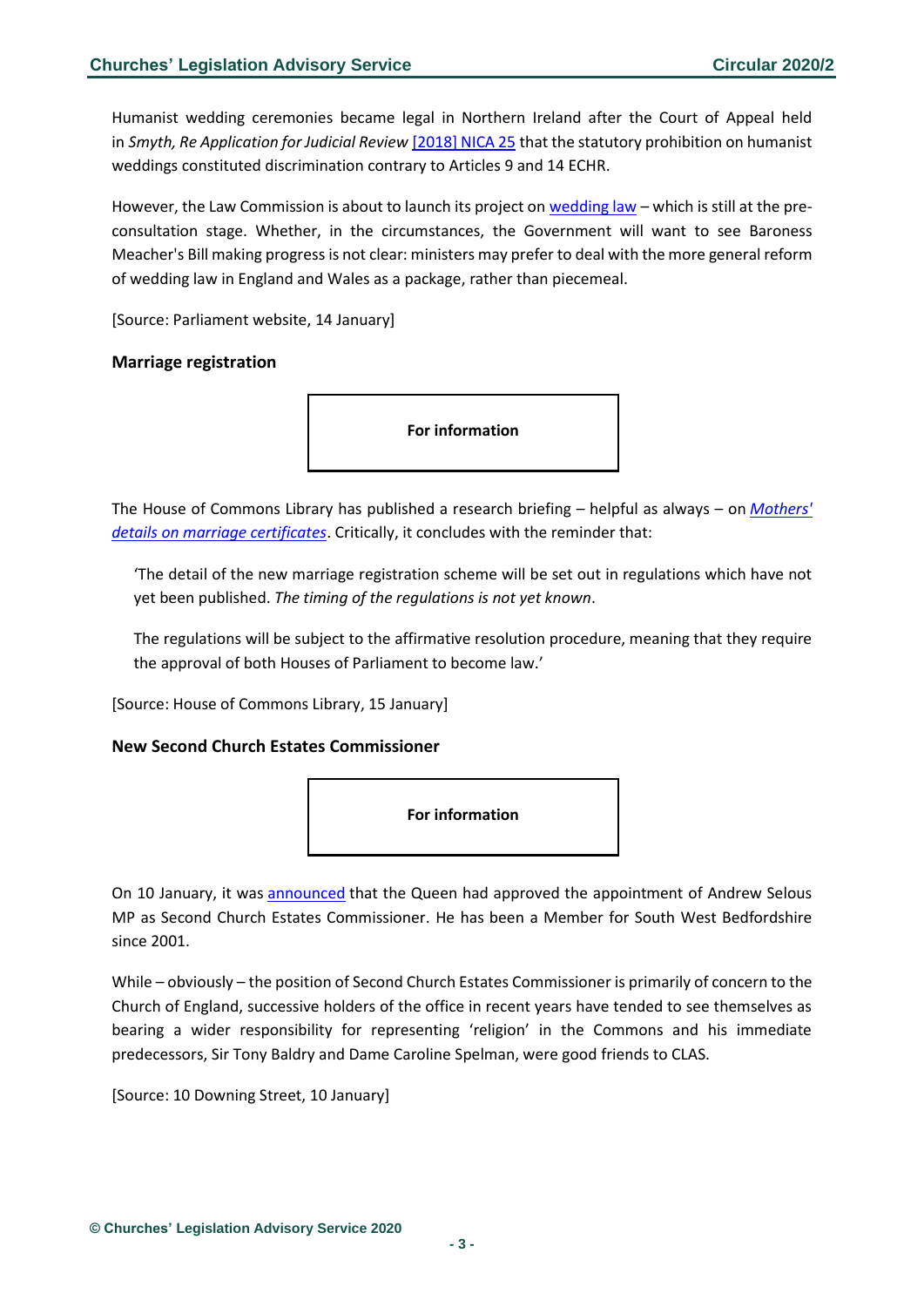Humanist wedding ceremonies became legal in Northern Ireland after the Court of Appeal held in *Smyth, Re Application for Judicial Review* [2018] NICA 25 that the statutory prohibition on humanist weddings constituted discrimination contrary to Articles 9 and 14 ECHR.

However, the Law Commission is about to launch its project on wedding law – which is still at the pre-consultation stage. Whether, in the circumstances, the Government will want to see Baroness Meacher's Bill making progress is not clear: ministers may prefer to deal with the more general reform of wedding law in England and Wales as a package, rather than piecemeal.

[Source: Parliament website, 14 January]

### Marriage registration

**For information**

The House of Commons Library has published a research briefing – helpful as always – on *Mothers' details on marriage certificates*. Critically, it concludes with the reminder that:

> 'The detail of the new marriage registration scheme will be set out in regulations which have not yet been published. *The timing of the regulations is not yet known*.
>
> The regulations will be subject to the affirmative resolution procedure, meaning that they require the approval of both Houses of Parliament to become law.'

[Source: House of Commons Library, 15 January]

### New Second Church Estates Commissioner

**For information**

On 10 January, it was announced that the Queen had approved the appointment of Andrew Selous MP as Second Church Estates Commissioner. He has been a Member for South West Bedfordshire since 2001.

While – obviously – the position of Second Church Estates Commissioner is primarily of concern to the Church of England, successive holders of the office in recent years have tended to see themselves as bearing a wider responsibility for representing 'religion' in the Commons and his immediate predecessors, Sir Tony Baldry and Dame Caroline Spelman, were good friends to CLAS.

[Source: 10 Downing Street, 10 January]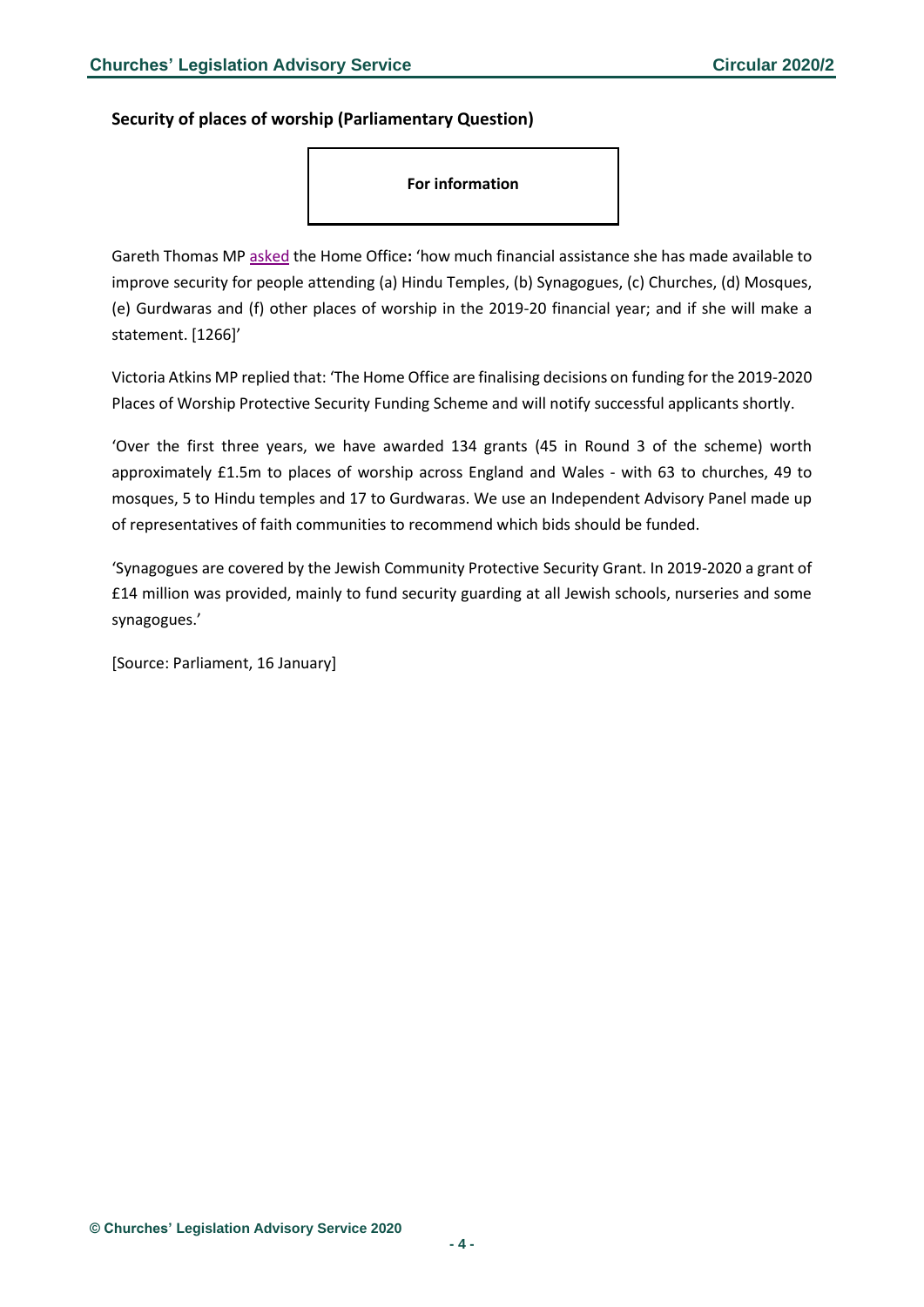### Security of places of worship (Parliamentary Question)

**For information**

Gareth Thomas MP asked the Home Office**:** 'how much financial assistance she has made available to improve security for people attending (a) Hindu Temples, (b) Synagogues, (c) Churches, (d) Mosques, (e) Gurdwaras and (f) other places of worship in the 2019-20 financial year; and if she will make a statement. [1266]'

Victoria Atkins MP replied that: 'The Home Office are finalising decisions on funding for the 2019-2020 Places of Worship Protective Security Funding Scheme and will notify successful applicants shortly.

'Over the first three years, we have awarded 134 grants (45 in Round 3 of the scheme) worth approximately £1.5m to places of worship across England and Wales - with 63 to churches, 49 to mosques, 5 to Hindu temples and 17 to Gurdwaras. We use an Independent Advisory Panel made up of representatives of faith communities to recommend which bids should be funded.

'Synagogues are covered by the Jewish Community Protective Security Grant. In 2019-2020 a grant of £14 million was provided, mainly to fund security guarding at all Jewish schools, nurseries and some synagogues.'

[Source: Parliament, 16 January]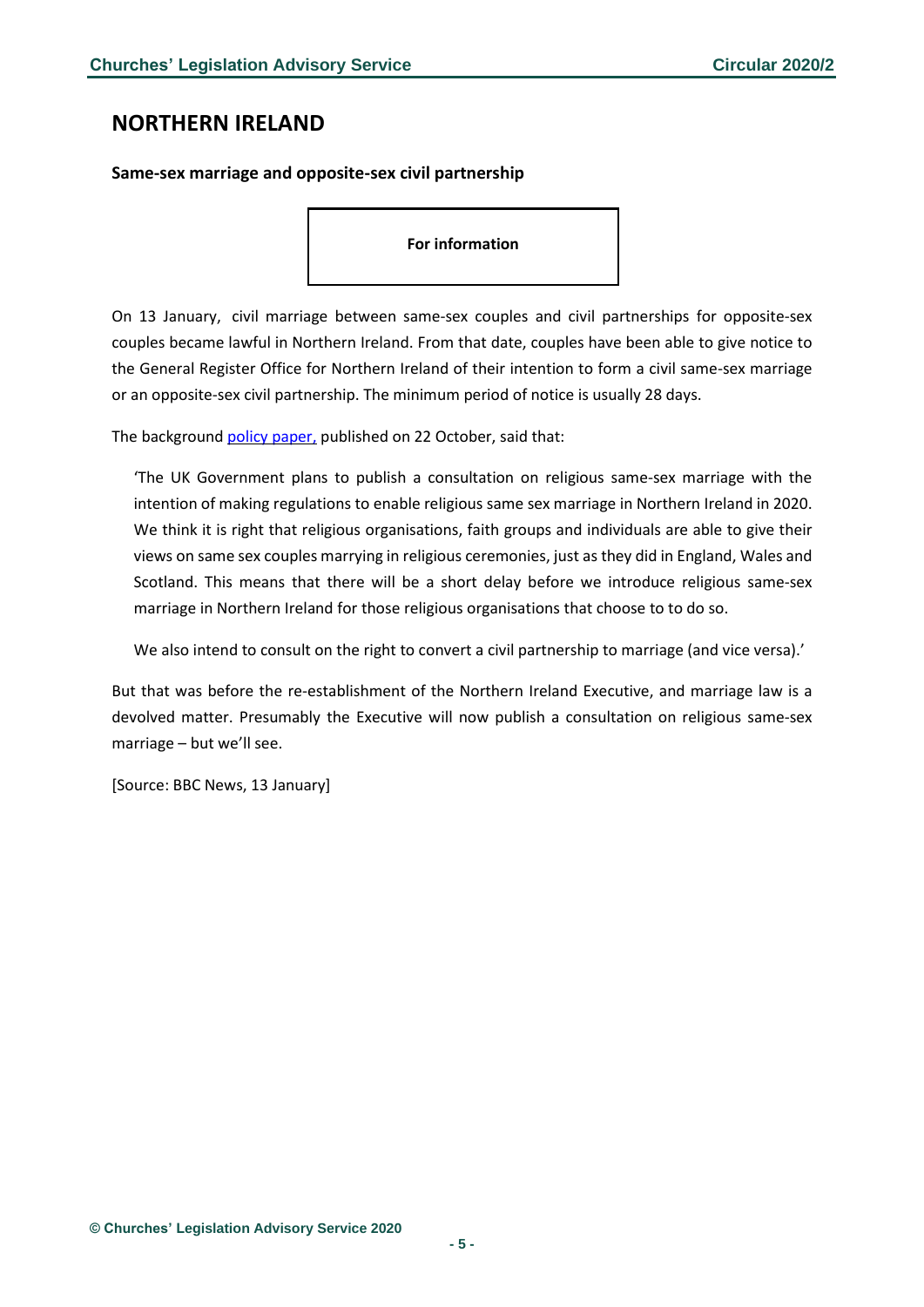## NORTHERN IRELAND

**Same-sex marriage and opposite-sex civil partnership**

**For information**

On 13 January, civil marriage between same-sex couples and civil partnerships for opposite-sex couples became lawful in Northern Ireland. From that date, couples have been able to give notice to the General Register Office for Northern Ireland of their intention to form a civil same-sex marriage or an opposite-sex civil partnership. The minimum period of notice is usually 28 days.

The background policy paper, published on 22 October, said that:

> 'The UK Government plans to publish a consultation on religious same-sex marriage with the intention of making regulations to enable religious same sex marriage in Northern Ireland in 2020. We think it is right that religious organisations, faith groups and individuals are able to give their views on same sex couples marrying in religious ceremonies, just as they did in England, Wales and Scotland. This means that there will be a short delay before we introduce religious same-sex marriage in Northern Ireland for those religious organisations that choose to to do so.
>
> We also intend to consult on the right to convert a civil partnership to marriage (and vice versa).'

But that was before the re-establishment of the Northern Ireland Executive, and marriage law is a devolved matter. Presumably the Executive will now publish a consultation on religious same-sex marriage – but we'll see.

[Source: BBC News, 13 January]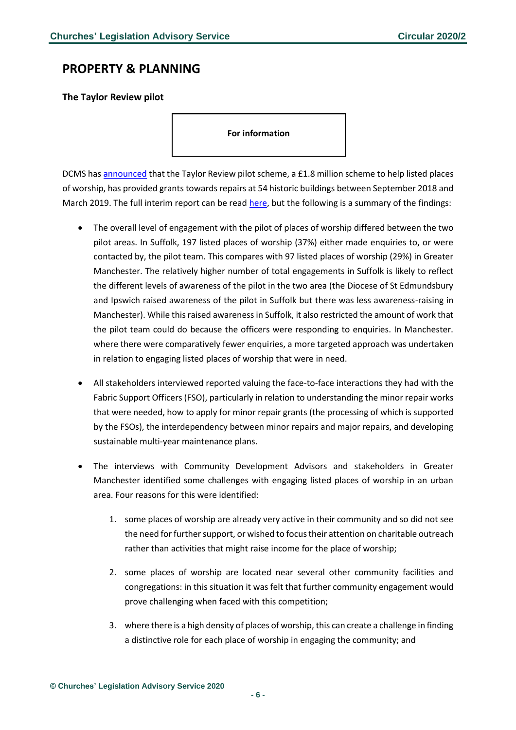## PROPERTY & PLANNING

### The Taylor Review pilot

**For information**

DCMS has announced that the Taylor Review pilot scheme, a £1.8 million scheme to help listed places of worship, has provided grants towards repairs at 54 historic buildings between September 2018 and March 2019. The full interim report can be read here, but the following is a summary of the findings:

- The overall level of engagement with the pilot of places of worship differed between the two pilot areas. In Suffolk, 197 listed places of worship (37%) either made enquiries to, or were contacted by, the pilot team. This compares with 97 listed places of worship (29%) in Greater Manchester. The relatively higher number of total engagements in Suffolk is likely to reflect the different levels of awareness of the pilot in the two area (the Diocese of St Edmundsbury and Ipswich raised awareness of the pilot in Suffolk but there was less awareness-raising in Manchester). While this raised awareness in Suffolk, it also restricted the amount of work that the pilot team could do because the officers were responding to enquiries. In Manchester. where there were comparatively fewer enquiries, a more targeted approach was undertaken in relation to engaging listed places of worship that were in need.

- All stakeholders interviewed reported valuing the face-to-face interactions they had with the Fabric Support Officers (FSO), particularly in relation to understanding the minor repair works that were needed, how to apply for minor repair grants (the processing of which is supported by the FSOs), the interdependency between minor repairs and major repairs, and developing sustainable multi-year maintenance plans.

- The interviews with Community Development Advisors and stakeholders in Greater Manchester identified some challenges with engaging listed places of worship in an urban area. Four reasons for this were identified:

    1. some places of worship are already very active in their community and so did not see the need for further support, or wished to focus their attention on charitable outreach rather than activities that might raise income for the place of worship;

    2. some places of worship are located near several other community facilities and congregations: in this situation it was felt that further community engagement would prove challenging when faced with this competition;

    3. where there is a high density of places of worship, this can create a challenge in finding a distinctive role for each place of worship in engaging the community; and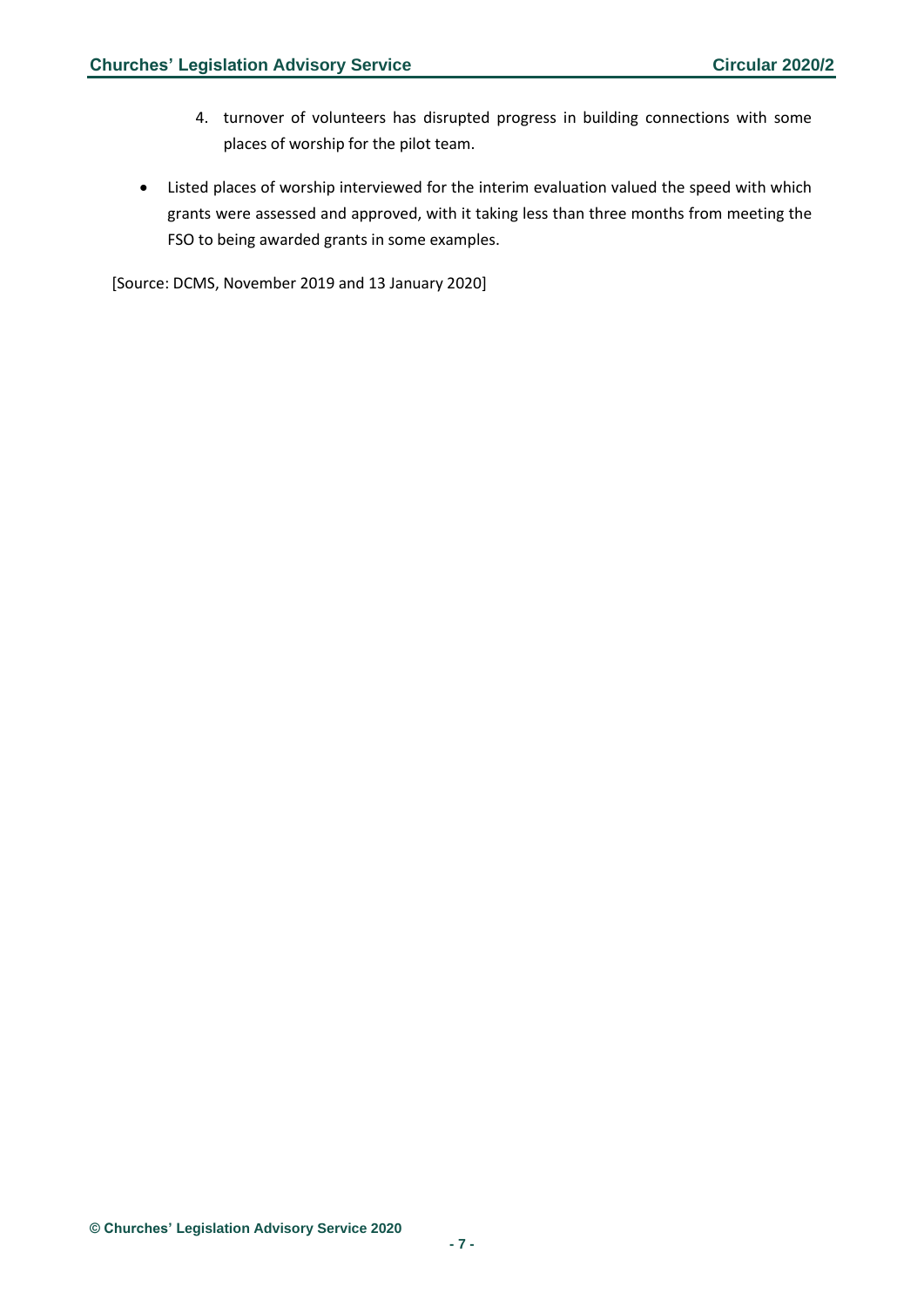4. turnover of volunteers has disrupted progress in building connections with some places of worship for the pilot team.

- Listed places of worship interviewed for the interim evaluation valued the speed with which grants were assessed and approved, with it taking less than three months from meeting the FSO to being awarded grants in some examples.

[Source: DCMS, November 2019 and 13 January 2020]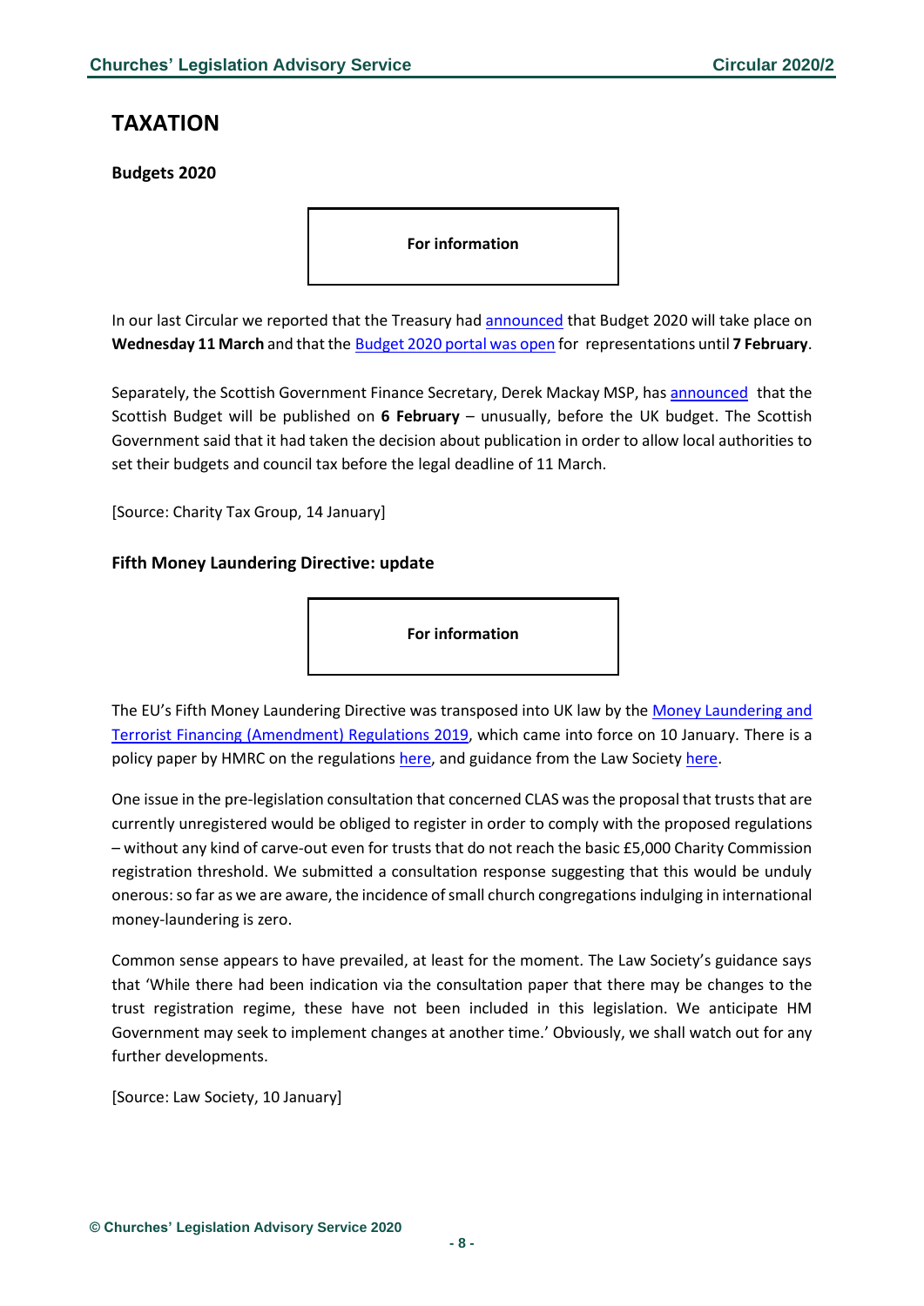# TAXATION

## Budgets 2020

**For information**

In our last Circular we reported that the Treasury had announced that Budget 2020 will take place on **Wednesday 11 March** and that the Budget 2020 portal was open for representations until **7 February**.

Separately, the Scottish Government Finance Secretary, Derek Mackay MSP, has announced that the Scottish Budget will be published on **6 February** – unusually, before the UK budget. The Scottish Government said that it had taken the decision about publication in order to allow local authorities to set their budgets and council tax before the legal deadline of 11 March.

[Source: Charity Tax Group, 14 January]

## Fifth Money Laundering Directive: update

**For information**

The EU's Fifth Money Laundering Directive was transposed into UK law by the Money Laundering and Terrorist Financing (Amendment) Regulations 2019, which came into force on 10 January. There is a policy paper by HMRC on the regulations here, and guidance from the Law Society here.

One issue in the pre-legislation consultation that concerned CLAS was the proposal that trusts that are currently unregistered would be obliged to register in order to comply with the proposed regulations – without any kind of carve-out even for trusts that do not reach the basic £5,000 Charity Commission registration threshold. We submitted a consultation response suggesting that this would be unduly onerous: so far as we are aware, the incidence of small church congregations indulging in international money-laundering is zero.

Common sense appears to have prevailed, at least for the moment. The Law Society's guidance says that 'While there had been indication via the consultation paper that there may be changes to the trust registration regime, these have not been included in this legislation. We anticipate HM Government may seek to implement changes at another time.' Obviously, we shall watch out for any further developments.

[Source: Law Society, 10 January]